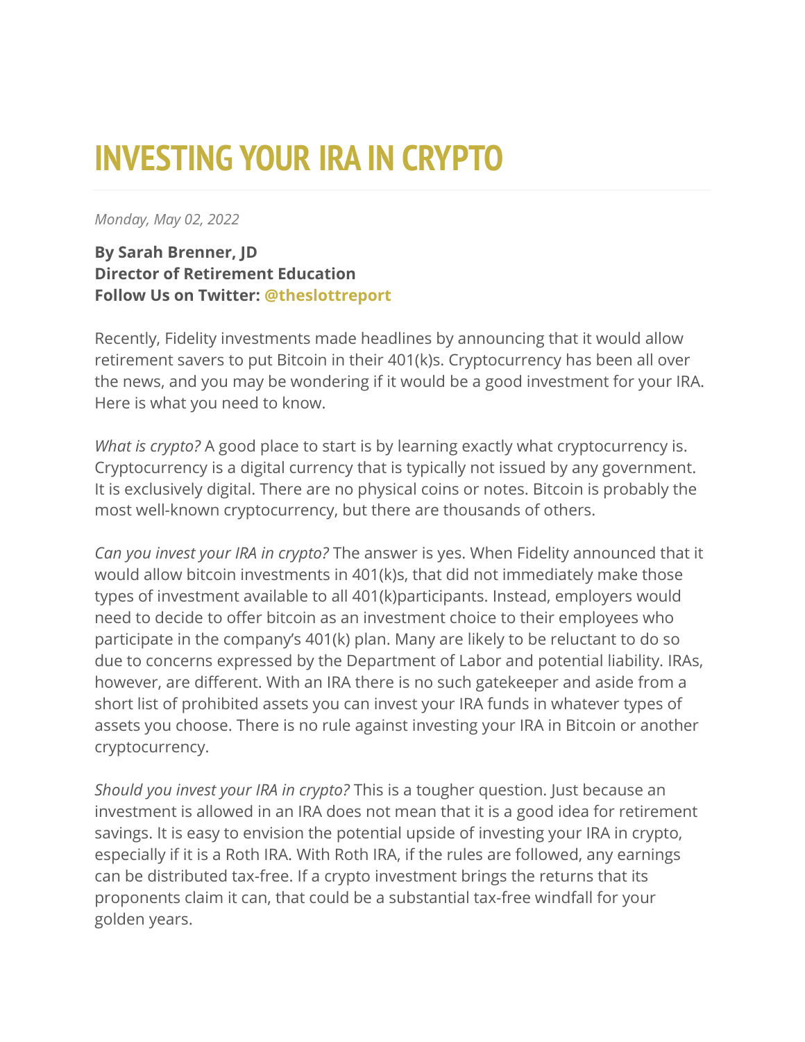# INVESTING YOUR IRA IN CRYPTO

*Monday, May 02, 2022*

**By Sarah Brenner, JD**
**Director of Retirement Education**
**Follow Us on Twitter: @theslottreport**

Recently, Fidelity investments made headlines by announcing that it would allow retirement savers to put Bitcoin in their 401(k)s. Cryptocurrency has been all over the news, and you may be wondering if it would be a good investment for your IRA. Here is what you need to know.

*What is crypto?* A good place to start is by learning exactly what cryptocurrency is. Cryptocurrency is a digital currency that is typically not issued by any government. It is exclusively digital. There are no physical coins or notes. Bitcoin is probably the most well-known cryptocurrency, but there are thousands of others.

*Can you invest your IRA in crypto?* The answer is yes. When Fidelity announced that it would allow bitcoin investments in 401(k)s, that did not immediately make those types of investment available to all 401(k)participants. Instead, employers would need to decide to offer bitcoin as an investment choice to their employees who participate in the company's 401(k) plan. Many are likely to be reluctant to do so due to concerns expressed by the Department of Labor and potential liability. IRAs, however, are different. With an IRA there is no such gatekeeper and aside from a short list of prohibited assets you can invest your IRA funds in whatever types of assets you choose. There is no rule against investing your IRA in Bitcoin or another cryptocurrency.

*Should you invest your IRA in crypto?* This is a tougher question. Just because an investment is allowed in an IRA does not mean that it is a good idea for retirement savings. It is easy to envision the potential upside of investing your IRA in crypto, especially if it is a Roth IRA. With Roth IRA, if the rules are followed, any earnings can be distributed tax-free. If a crypto investment brings the returns that its proponents claim it can, that could be a substantial tax-free windfall for your golden years.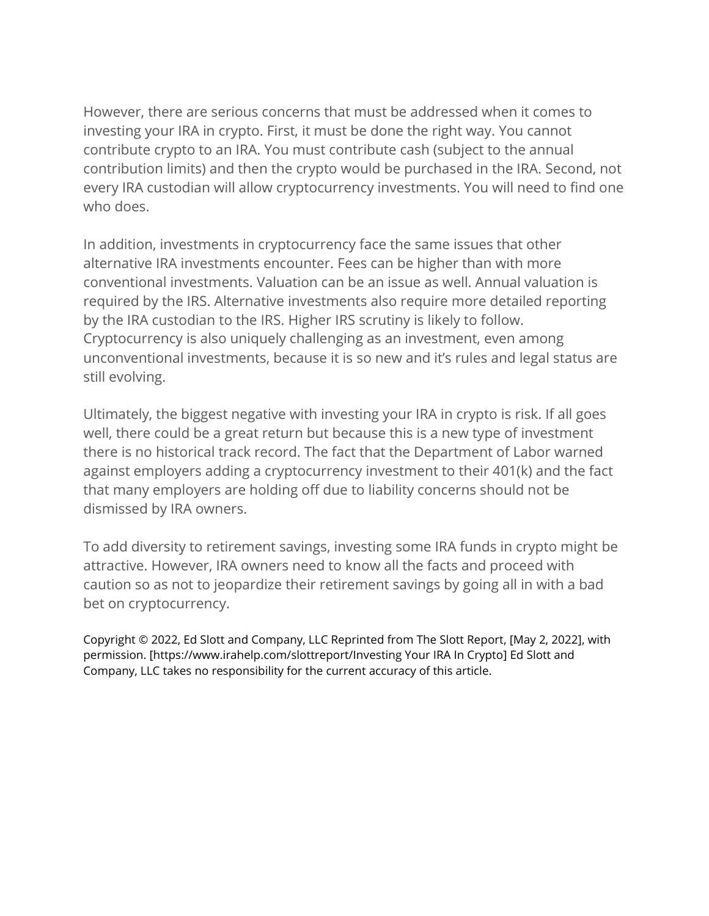However, there are serious concerns that must be addressed when it comes to investing your IRA in crypto. First, it must be done the right way. You cannot contribute crypto to an IRA. You must contribute cash (subject to the annual contribution limits) and then the crypto would be purchased in the IRA. Second, not every IRA custodian will allow cryptocurrency investments. You will need to find one who does.

In addition, investments in cryptocurrency face the same issues that other alternative IRA investments encounter. Fees can be higher than with more conventional investments. Valuation can be an issue as well. Annual valuation is required by the IRS. Alternative investments also require more detailed reporting by the IRA custodian to the IRS. Higher IRS scrutiny is likely to follow. Cryptocurrency is also uniquely challenging as an investment, even among unconventional investments, because it is so new and it's rules and legal status are still evolving.

Ultimately, the biggest negative with investing your IRA in crypto is risk. If all goes well, there could be a great return but because this is a new type of investment there is no historical track record. The fact that the Department of Labor warned against employers adding a cryptocurrency investment to their 401(k) and the fact that many employers are holding off due to liability concerns should not be dismissed by IRA owners.

To add diversity to retirement savings, investing some IRA funds in crypto might be attractive. However, IRA owners need to know all the facts and proceed with caution so as not to jeopardize their retirement savings by going all in with a bad bet on cryptocurrency.

Copyright © 2022, Ed Slott and Company, LLC Reprinted from The Slott Report, [May 2, 2022], with permission. [https://www.irahelp.com/slottreport/Investing Your IRA In Crypto] Ed Slott and Company, LLC takes no responsibility for the current accuracy of this article.